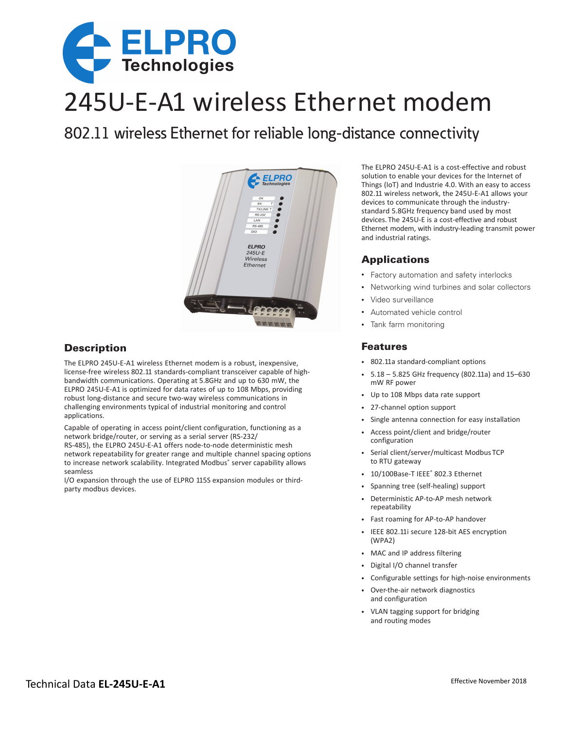# 245U-E-A1 wireless Ethernet modem

## 802.11 wireless Ethernet for reliable long-distance connectivity

The ELPRO 245U-E-A1 is a cost-effective and robust solution to enable your devices for the Internet of Things (IoT) and Industrie 4.0. With an easy to access 802.11 wireless network, the 245U-E-A1 allows your devices to communicate through the industry-standard 5.8GHz frequency band used by most devices. The 245U-E is a cost-effective and robust Ethernet modem, with industry-leading transmit power and industrial ratings.

### Applications

- Factory automation and safety interlocks
- Networking wind turbines and solar collectors
- Video surveillance
- Automated vehicle control
- Tank farm monitoring

### Features

- 802.11a standard-compliant options
- 5.18 – 5.825 GHz frequency (802.11a) and 15–630 mW RF power
- Up to 108 Mbps data rate support
- 27-channel option support
- Single antenna connection for easy installation
- Access point/client and bridge/router configuration
- Serial client/server/multicast Modbus TCP to RTU gateway
- 10/100Base-T IEEE® 802.3 Ethernet
- Spanning tree (self-healing) support
- Deterministic AP-to-AP mesh network repeatability
- Fast roaming for AP-to-AP handover
- IEEE 802.11i secure 128-bit AES encryption (WPA2)
- MAC and IP address filtering
- Digital I/O channel transfer
- Configurable settings for high-noise environments
- Over-the-air network diagnostics and configuration
- VLAN tagging support for bridging and routing modes

### Description

The ELPRO 245U-E-A1 wireless Ethernet modem is a robust, inexpensive, license-free wireless 802.11 standards-compliant transceiver capable of high-bandwidth communications. Operating at 5.8GHz and up to 630 mW, the ELPRO 245U-E-A1 is optimized for data rates of up to 108 Mbps, providing robust long-distance and secure two-way wireless communications in challenging environments typical of industrial monitoring and control applications.

Capable of operating in access point/client configuration, functioning as a network bridge/router, or serving as a serial server (RS-232/RS-485), the ELPRO 245U-E-A1 offers node-to-node deterministic mesh network repeatability for greater range and multiple channel spacing options to increase network scalability. Integrated Modbus® server capability allows seamless I/O expansion through the use of ELPRO 115S expansion modules or third-party modbus devices.

Technical Data **EL-245U-E-A1**

Effective November 2018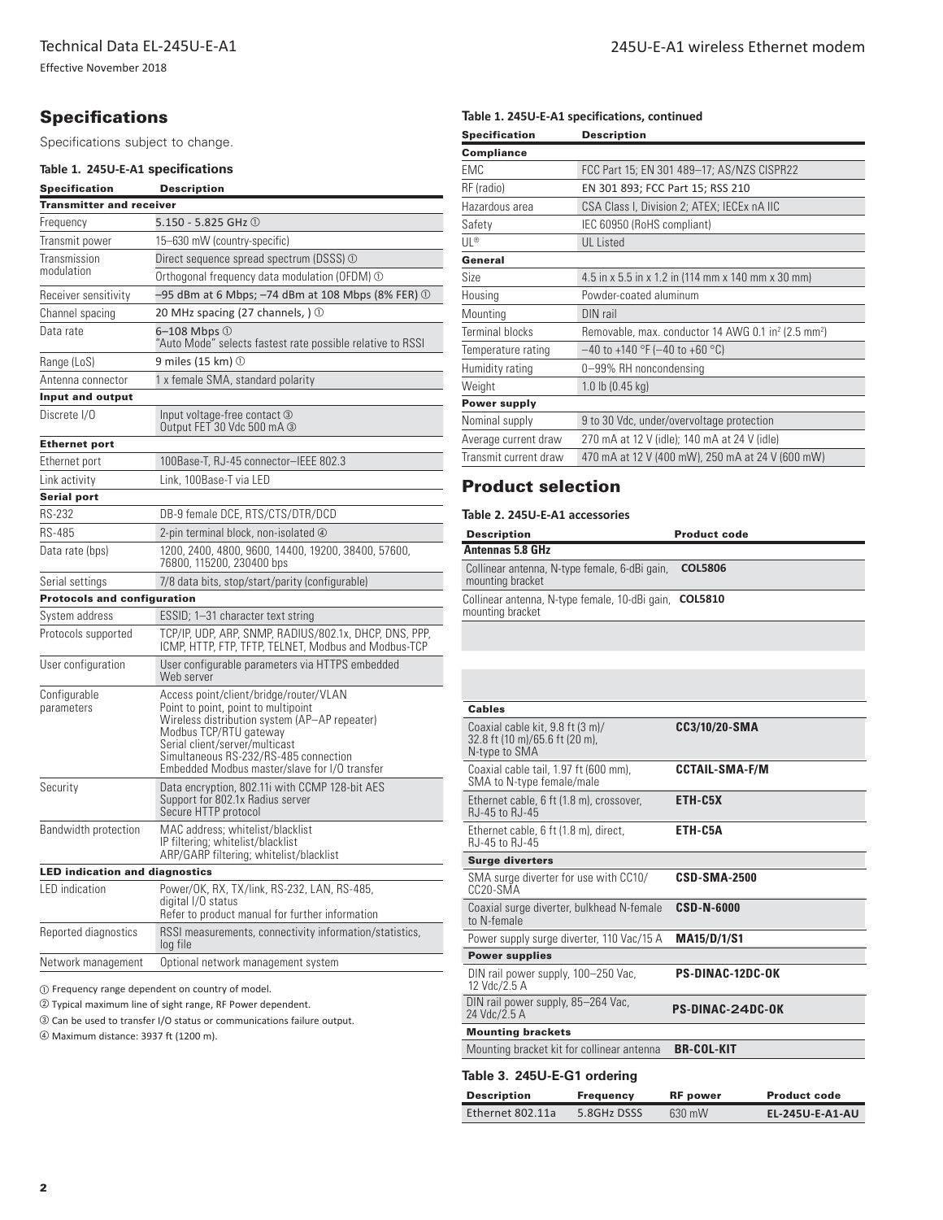## Specifications

Specifications subject to change.

**Table 1. 245U-E-A1 specifications**

| Specification | Description |
|---|---|
| **Transmitter and receiver** | |
| Frequency | 5.150 - 5.825 GHz ① |
| Transmit power | 15–630 mW (country-specific) |
| Transmission modulation | Direct sequence spread spectrum (DSSS) ① |
| | Orthogonal frequency data modulation (OFDM) ① |
| Receiver sensitivity | –95 dBm at 6 Mbps; –74 dBm at 108 Mbps (8% FER) ① |
| Channel spacing | 20 MHz spacing (27 channels, ) ① |
| Data rate | 6–108 Mbps ① "Auto Mode" selects fastest rate possible relative to RSSI |
| Range (LoS) | 9 miles (15 km) ① |
| Antenna connector | 1 x female SMA, standard polarity |
| **Input and output** | |
| Discrete I/O | Input voltage-free contact ③ Output FET 30 Vdc 500 mA ③ |
| **Ethernet port** | |
| Ethernet port | 100Base-T, RJ-45 connector–IEEE 802.3 |
| Link activity | Link, 100Base-T via LED |
| **Serial port** | |
| RS-232 | DB-9 female DCE, RTS/CTS/DTR/DCD |
| RS-485 | 2-pin terminal block, non-isolated ④ |
| Data rate (bps) | 1200, 2400, 4800, 9600, 14400, 19200, 38400, 57600, 76800, 115200, 230400 bps |
| Serial settings | 7/8 data bits, stop/start/parity (configurable) |
| **Protocols and configuration** | |
| System address | ESSID; 1–31 character text string |
| Protocols supported | TCP/IP, UDP, ARP, SNMP, RADIUS/802.1x, DHCP, DNS, PPP, ICMP, HTTP, FTP, TFTP, TELNET, Modbus and Modbus-TCP |
| User configuration | User configurable parameters via HTTPS embedded Web server |
| Configurable parameters | Access point/client/bridge/router/VLAN<br>Point to point, point to multipoint<br>Wireless distribution system (AP–AP repeater)<br>Modbus TCP/RTU gateway<br>Serial client/server/multicast<br>Simultaneous RS-232/RS-485 connection<br>Embedded Modbus master/slave for I/O transfer |
| Security | Data encryption, 802.11i with CCMP 128-bit AES<br>Support for 802.1x Radius server<br>Secure HTTP protocol |
| Bandwidth protection | MAC address; whitelist/blacklist<br>IP filtering; whitelist/blacklist<br>ARP/GARP filtering; whitelist/blacklist |
| **LED indication and diagnostics** | |
| LED indication | Power/OK, RX, TX/link, RS-232, LAN, RS-485, digital I/O status<br>Refer to product manual for further information |
| Reported diagnostics | RSSI measurements, connectivity information/statistics, log file |
| Network management | Optional network management system |

① Frequency range dependent on country of model.

② Typical maximum line of sight range, RF Power dependent.

③ Can be used to transfer I/O status or communications failure output.

④ Maximum distance: 3937 ft (1200 m).

**Table 1. 245U-E-A1 specifications, continued**

| Specification | Description |
|---|---|
| **Compliance** | |
| EMC | FCC Part 15; EN 301 489–17; AS/NZS CISPR22 |
| RF (radio) | EN 301 893; FCC Part 15; RSS 210 |
| Hazardous area | CSA Class I, Division 2; ATEX; IECEx nA IIC |
| Safety | IEC 60950 (RoHS compliant) |
| UL® | UL Listed |
| **General** | |
| Size | 4.5 in x 5.5 in x 1.2 in (114 mm x 140 mm x 30 mm) |
| Housing | Powder-coated aluminum |
| Mounting | DIN rail |
| Terminal blocks | Removable, max. conductor 14 AWG 0.1 in² (2.5 mm²) |
| Temperature rating | –40 to +140 °F (–40 to +60 °C) |
| Humidity rating | 0–99% RH noncondensing |
| Weight | 1.0 lb (0.45 kg) |
| **Power supply** | |
| Nominal supply | 9 to 30 Vdc, under/overvoltage protection |
| Average current draw | 270 mA at 12 V (idle); 140 mA at 24 V (idle) |
| Transmit current draw | 470 mA at 12 V (400 mW), 250 mA at 24 V (600 mW) |

## Product selection

**Table 2. 245U-E-A1 accessories**

| Description | Product code |
|---|---|
| **Antennas 5.8 GHz** | |
| Collinear antenna, N-type female, 6-dBi gain, mounting bracket | **COL5806** |
| Collinear antenna, N-type female, 10-dBi gain, mounting bracket | **COL5810** |
| **Cables** | |
| Coaxial cable kit, 9.8 ft (3 m)/ 32.8 ft (10 m)/65.6 ft (20 m), N-type to SMA | **CC3/10/20-SMA** |
| Coaxial cable tail, 1.97 ft (600 mm), SMA to N-type female/male | **CCTAIL-SMA-F/M** |
| Ethernet cable, 6 ft (1.8 m), crossover, RJ-45 to RJ-45 | **ETH-C5X** |
| Ethernet cable, 6 ft (1.8 m), direct, RJ-45 to RJ-45 | **ETH-C5A** |
| **Surge diverters** | |
| SMA surge diverter for use with CC10/ CC20-SMA | **CSD-SMA-2500** |
| Coaxial surge diverter, bulkhead N-female to N-female | **CSD-N-6000** |
| Power supply surge diverter, 110 Vac/15 A | **MA15/D/1/S1** |
| **Power supplies** | |
| DIN rail power supply, 100–250 Vac, 12 Vdc/2.5 A | **PS-DINAC-12DC-OK** |
| DIN rail power supply, 85–264 Vac, 24 Vdc/2.5 A | **PS-DINAC-24DC-OK** |
| **Mounting brackets** | |
| Mounting bracket kit for collinear antenna | **BR-COL-KIT** |

**Table 3. 245U-E-G1 ordering**

| Description | Frequency | RF power | Product code |
|---|---|---|---|
| Ethernet 802.11a | 5.8GHz DSSS | 630 mW | **EL-245U-E-A1-AU** |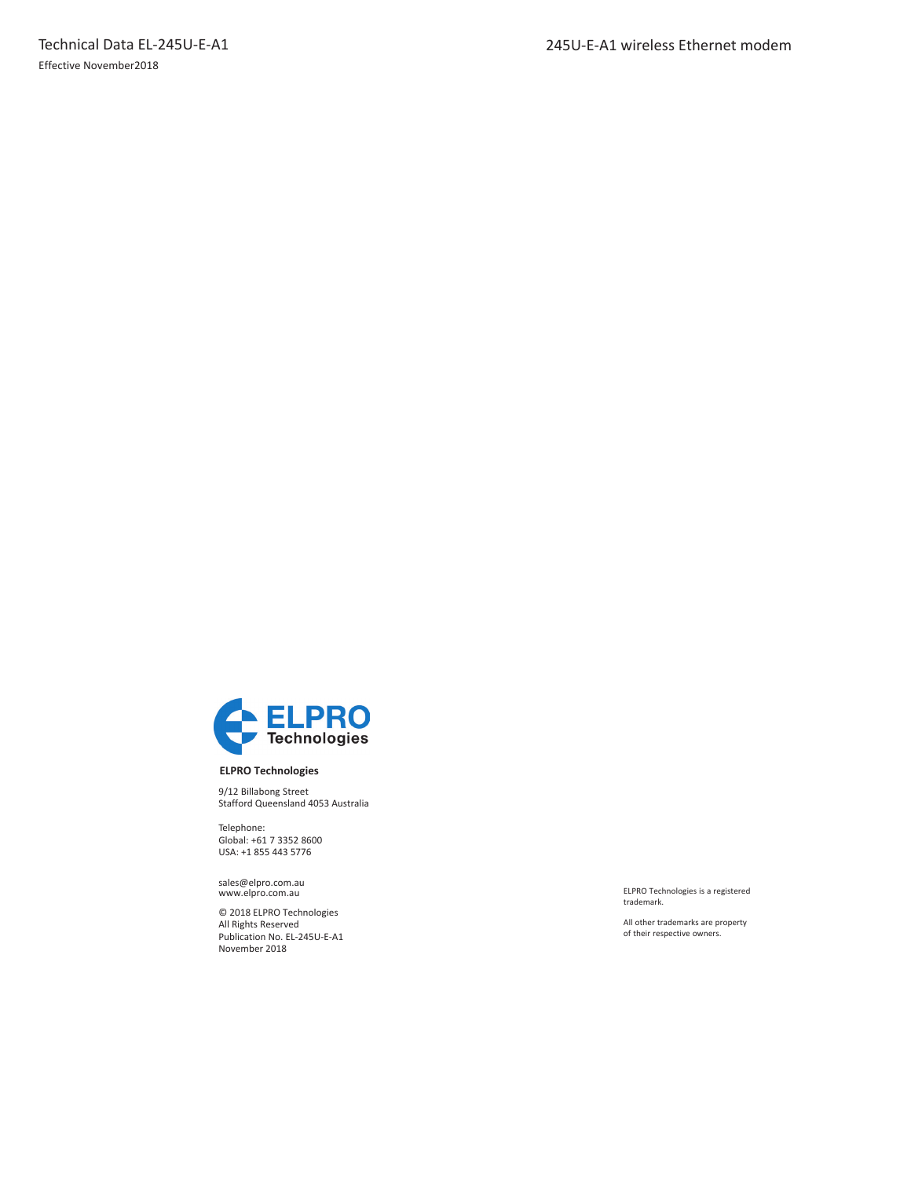**ELPRO Technologies**

9/12 Billabong Street
Stafford Queensland 4053 Australia

Telephone:
Global: +61 7 3352 8600
USA: +1 855 443 5776

sales@elpro.com.au
www.elpro.com.au

© 2018 ELPRO Technologies
All Rights Reserved
Publication No. EL-245U-E-A1
November 2018

ELPRO Technologies is a registered trademark.

All other trademarks are property of their respective owners.